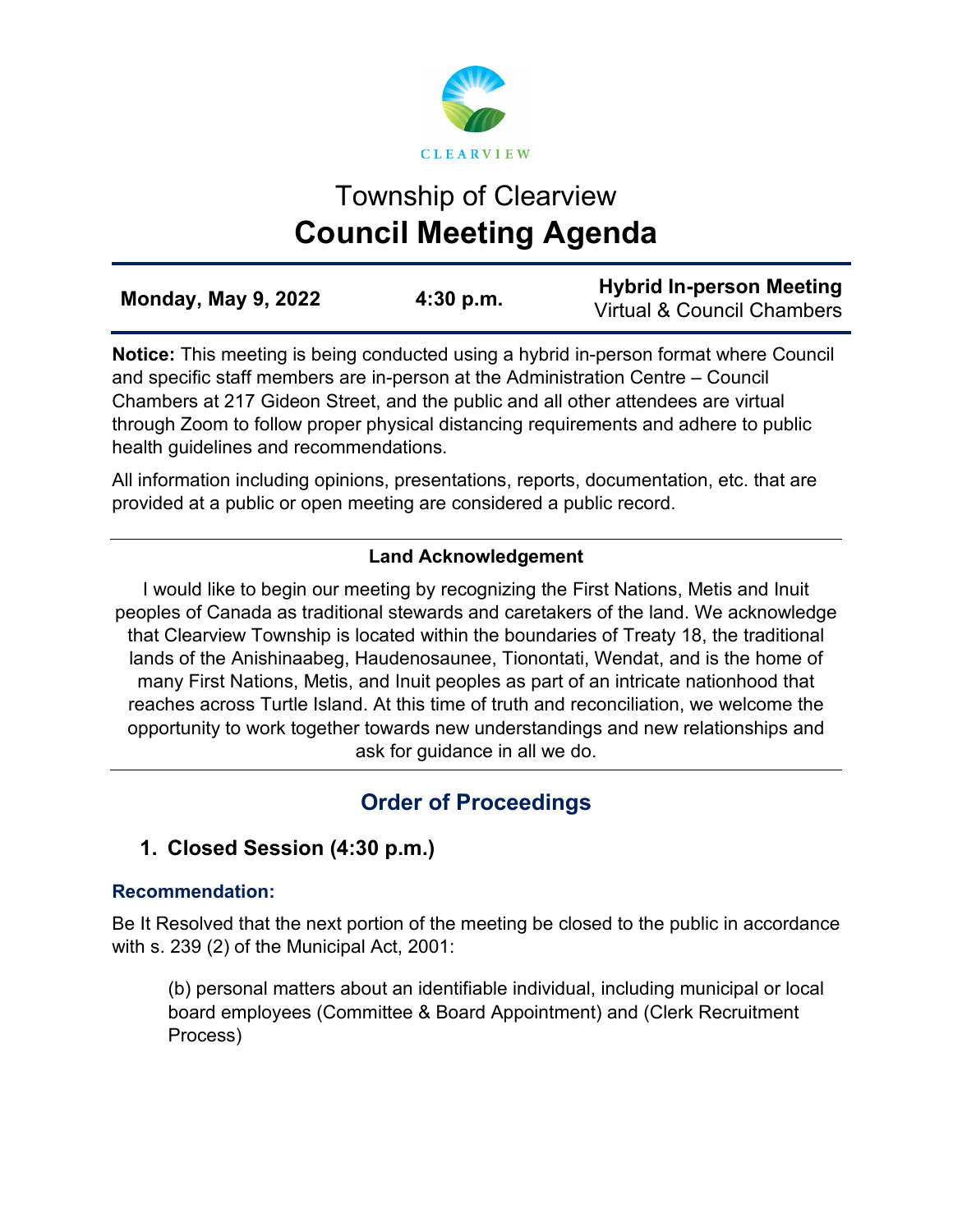CLEARVIEW

# Township of Clearview
# Council Meeting Agenda

| **Monday, May 9, 2022** | **4:30 p.m.** | **Hybrid In-person Meeting** Virtual & Council Chambers |
|---|---|---|

**Notice:** This meeting is being conducted using a hybrid in-person format where Council and specific staff members are in-person at the Administration Centre – Council Chambers at 217 Gideon Street, and the public and all other attendees are virtual through Zoom to follow proper physical distancing requirements and adhere to public health guidelines and recommendations.

All information including opinions, presentations, reports, documentation, etc. that are provided at a public or open meeting are considered a public record.

**Land Acknowledgement**

I would like to begin our meeting by recognizing the First Nations, Metis and Inuit peoples of Canada as traditional stewards and caretakers of the land. We acknowledge that Clearview Township is located within the boundaries of Treaty 18, the traditional lands of the Anishinaabeg, Haudenosaunee, Tionontati, Wendat, and is the home of many First Nations, Metis, and Inuit peoples as part of an intricate nationhood that reaches across Turtle Island. At this time of truth and reconciliation, we welcome the opportunity to work together towards new understandings and new relationships and ask for guidance in all we do.

## Order of Proceedings

### 1. Closed Session (4:30 p.m.)

**Recommendation:**

Be It Resolved that the next portion of the meeting be closed to the public in accordance with s. 239 (2) of the Municipal Act, 2001:

(b) personal matters about an identifiable individual, including municipal or local board employees (Committee & Board Appointment) and (Clerk Recruitment Process)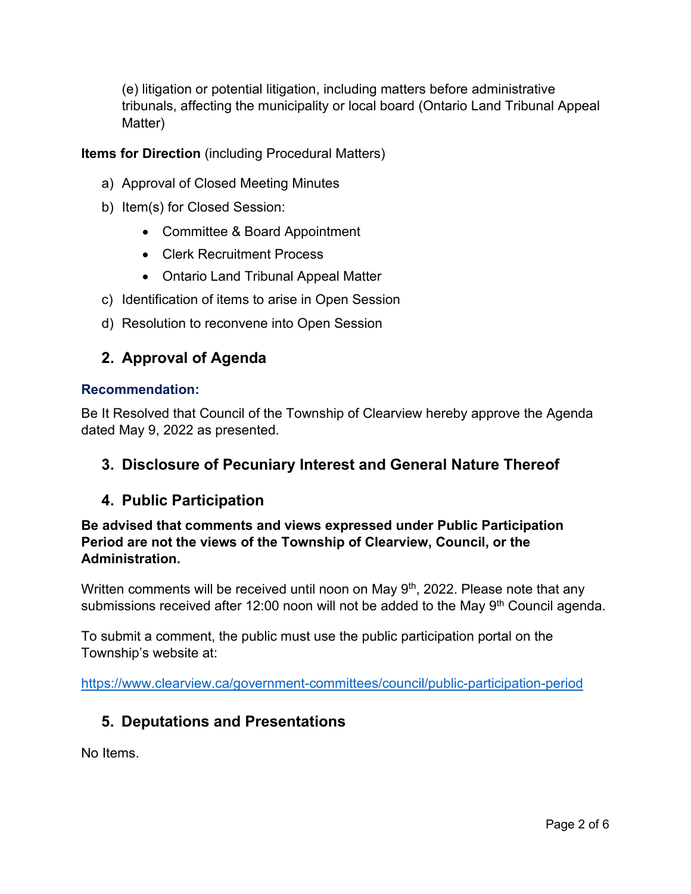(e) litigation or potential litigation, including matters before administrative tribunals, affecting the municipality or local board (Ontario Land Tribunal Appeal Matter)

**Items for Direction** (including Procedural Matters)

a) Approval of Closed Meeting Minutes
b) Item(s) for Closed Session:
   - Committee & Board Appointment
   - Clerk Recruitment Process
   - Ontario Land Tribunal Appeal Matter
c) Identification of items to arise in Open Session
d) Resolution to reconvene into Open Session

## 2. Approval of Agenda

**Recommendation:**

Be It Resolved that Council of the Township of Clearview hereby approve the Agenda dated May 9, 2022 as presented.

## 3. Disclosure of Pecuniary Interest and General Nature Thereof

## 4. Public Participation

**Be advised that comments and views expressed under Public Participation Period are not the views of the Township of Clearview, Council, or the Administration.**

Written comments will be received until noon on May 9th, 2022. Please note that any submissions received after 12:00 noon will not be added to the May 9th Council agenda.

To submit a comment, the public must use the public participation portal on the Township's website at:

https://www.clearview.ca/government-committees/council/public-participation-period

## 5. Deputations and Presentations

No Items.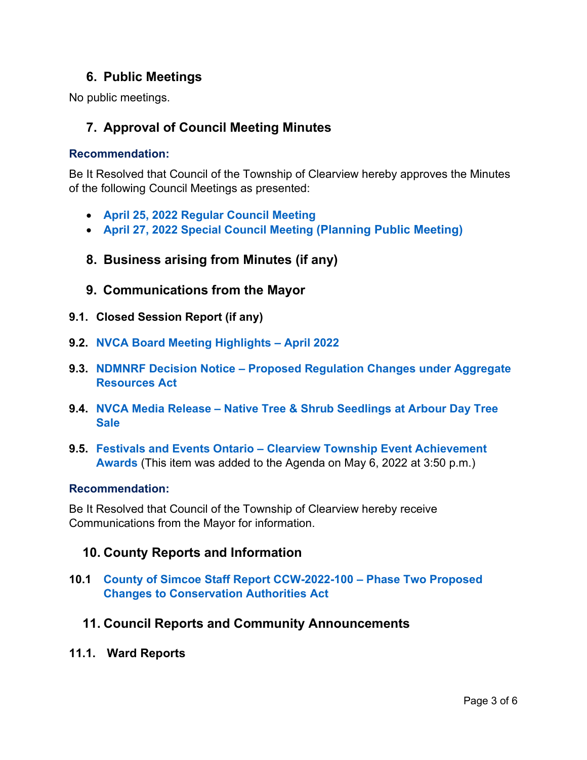## 6. Public Meetings

No public meetings.

## 7. Approval of Council Meeting Minutes

**Recommendation:**

Be It Resolved that Council of the Township of Clearview hereby approves the Minutes of the following Council Meetings as presented:

- **April 25, 2022 Regular Council Meeting**
- **April 27, 2022 Special Council Meeting (Planning Public Meeting)**

## 8. Business arising from Minutes (if any)

## 9. Communications from the Mayor

**9.1. Closed Session Report (if any)**

**9.2. NVCA Board Meeting Highlights – April 2022**

**9.3. NDMNRF Decision Notice – Proposed Regulation Changes under Aggregate Resources Act**

**9.4. NVCA Media Release – Native Tree & Shrub Seedlings at Arbour Day Tree Sale**

**9.5. Festivals and Events Ontario – Clearview Township Event Achievement Awards** (This item was added to the Agenda on May 6, 2022 at 3:50 p.m.)

**Recommendation:**

Be It Resolved that Council of the Township of Clearview hereby receive Communications from the Mayor for information.

## 10. County Reports and Information

**10.1 County of Simcoe Staff Report CCW-2022-100 – Phase Two Proposed Changes to Conservation Authorities Act**

## 11. Council Reports and Community Announcements

**11.1. Ward Reports**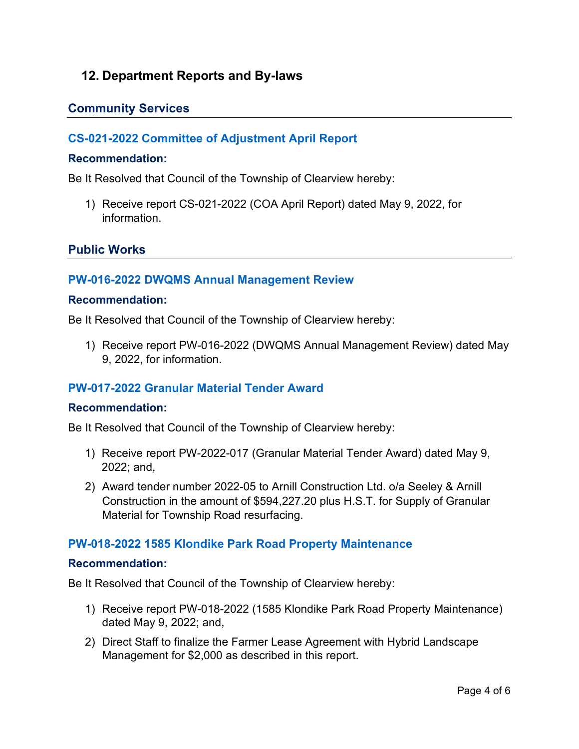## 12. Department Reports and By-laws

### Community Services

#### CS-021-2022 Committee of Adjustment April Report

**Recommendation:**

Be It Resolved that Council of the Township of Clearview hereby:

1) Receive report CS-021-2022 (COA April Report) dated May 9, 2022, for information.

### Public Works

#### PW-016-2022 DWQMS Annual Management Review

**Recommendation:**

Be It Resolved that Council of the Township of Clearview hereby:

1) Receive report PW-016-2022 (DWQMS Annual Management Review) dated May 9, 2022, for information.

#### PW-017-2022 Granular Material Tender Award

**Recommendation:**

Be It Resolved that Council of the Township of Clearview hereby:

1) Receive report PW-2022-017 (Granular Material Tender Award) dated May 9, 2022; and,
2) Award tender number 2022-05 to Arnill Construction Ltd. o/a Seeley & Arnill Construction in the amount of $594,227.20 plus H.S.T. for Supply of Granular Material for Township Road resurfacing.

#### PW-018-2022 1585 Klondike Park Road Property Maintenance

**Recommendation:**

Be It Resolved that Council of the Township of Clearview hereby:

1) Receive report PW-018-2022 (1585 Klondike Park Road Property Maintenance) dated May 9, 2022; and,
2) Direct Staff to finalize the Farmer Lease Agreement with Hybrid Landscape Management for $2,000 as described in this report.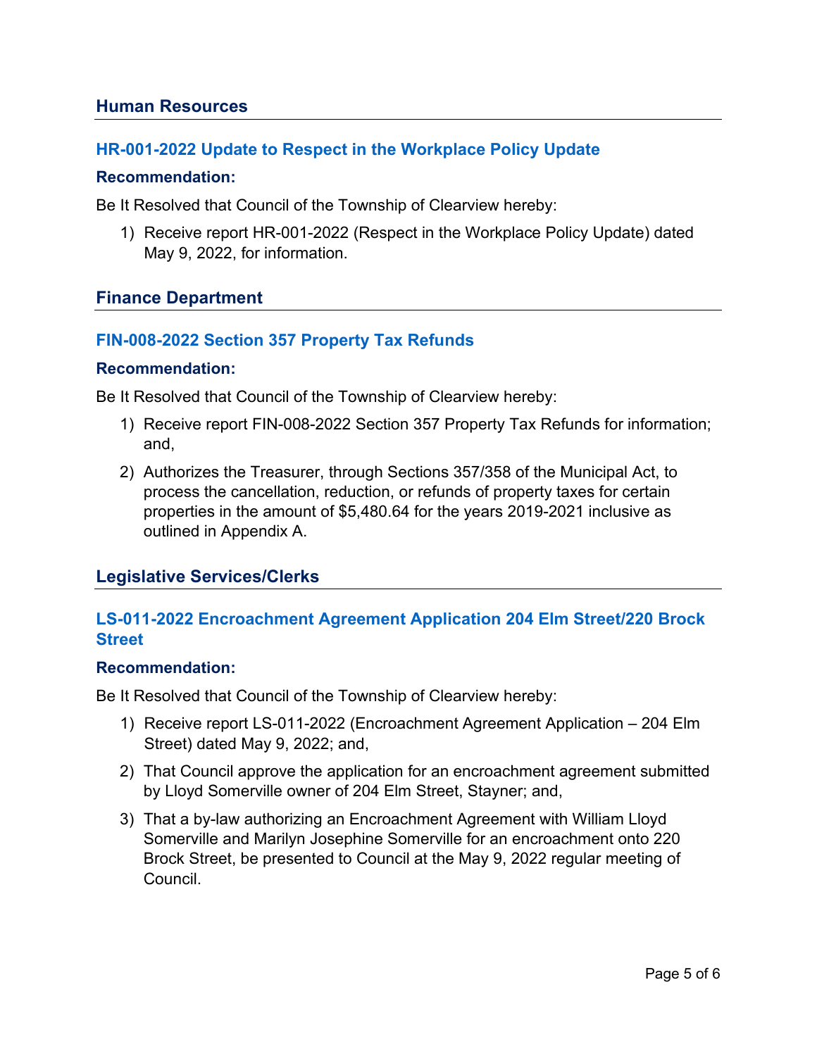## Human Resources

### HR-001-2022 Update to Respect in the Workplace Policy Update

**Recommendation:**

Be It Resolved that Council of the Township of Clearview hereby:

1) Receive report HR-001-2022 (Respect in the Workplace Policy Update) dated May 9, 2022, for information.

## Finance Department

### FIN-008-2022 Section 357 Property Tax Refunds

**Recommendation:**

Be It Resolved that Council of the Township of Clearview hereby:

1) Receive report FIN-008-2022 Section 357 Property Tax Refunds for information; and,
2) Authorizes the Treasurer, through Sections 357/358 of the Municipal Act, to process the cancellation, reduction, or refunds of property taxes for certain properties in the amount of $5,480.64 for the years 2019-2021 inclusive as outlined in Appendix A.

## Legislative Services/Clerks

### LS-011-2022 Encroachment Agreement Application 204 Elm Street/220 Brock Street

**Recommendation:**

Be It Resolved that Council of the Township of Clearview hereby:

1) Receive report LS-011-2022 (Encroachment Agreement Application – 204 Elm Street) dated May 9, 2022; and,
2) That Council approve the application for an encroachment agreement submitted by Lloyd Somerville owner of 204 Elm Street, Stayner; and,
3) That a by-law authorizing an Encroachment Agreement with William Lloyd Somerville and Marilyn Josephine Somerville for an encroachment onto 220 Brock Street, be presented to Council at the May 9, 2022 regular meeting of Council.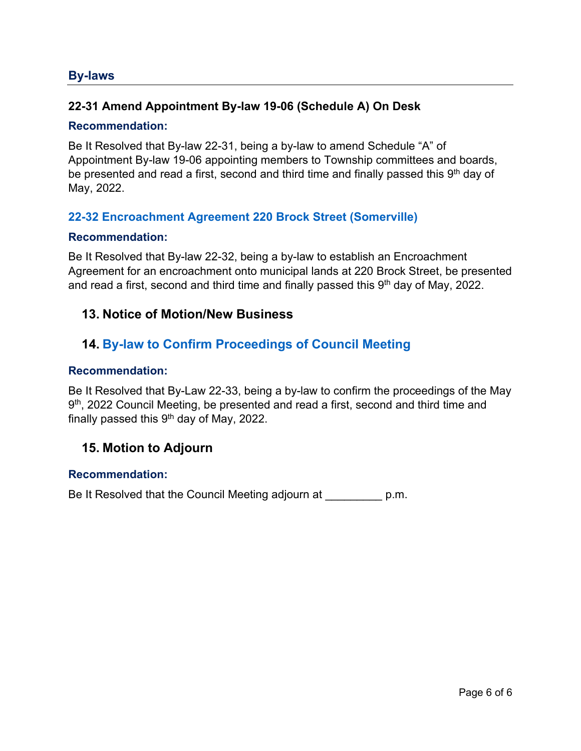## By-laws

### 22-31 Amend Appointment By-law 19-06 (Schedule A) On Desk

**Recommendation:**

Be It Resolved that By-law 22-31, being a by-law to amend Schedule "A" of Appointment By-law 19-06 appointing members to Township committees and boards, be presented and read a first, second and third time and finally passed this 9th day of May, 2022.

### 22-32 Encroachment Agreement 220 Brock Street (Somerville)

**Recommendation:**

Be It Resolved that By-law 22-32, being a by-law to establish an Encroachment Agreement for an encroachment onto municipal lands at 220 Brock Street, be presented and read a first, second and third time and finally passed this 9th day of May, 2022.

## 13. Notice of Motion/New Business

## 14. By-law to Confirm Proceedings of Council Meeting

**Recommendation:**

Be It Resolved that By-Law 22-33, being a by-law to confirm the proceedings of the May 9th, 2022 Council Meeting, be presented and read a first, second and third time and finally passed this 9th day of May, 2022.

## 15. Motion to Adjourn

**Recommendation:**

Be It Resolved that the Council Meeting adjourn at _________ p.m.